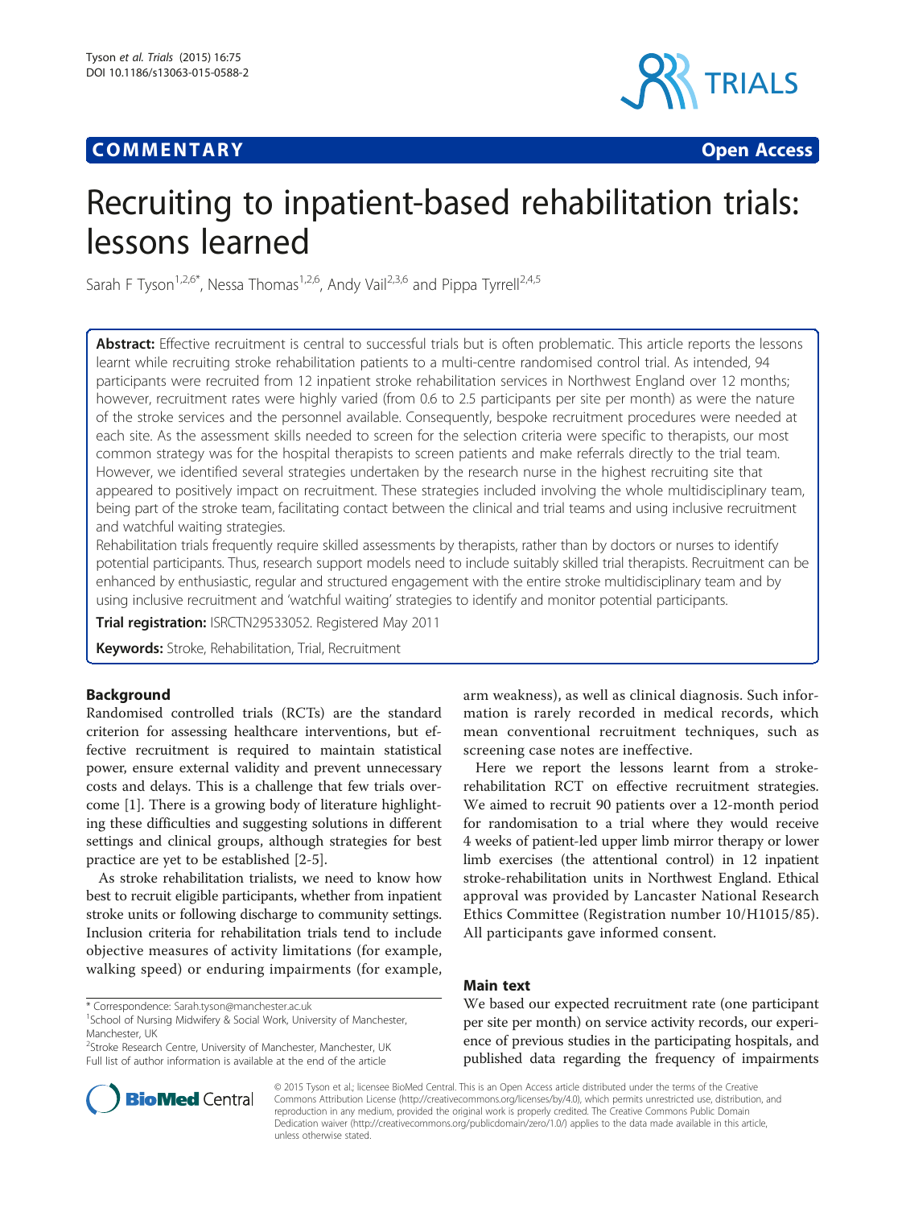**COMMENTARY** **Open Access**

# Recruiting to inpatient-based rehabilitation trials: lessons learned

Sarah F Tyson[1,2,6*], Nessa Thomas[1,2,6], Andy Vail[2,3,6] and Pippa Tyrrell[2,4,5]

**Abstract:** Effective recruitment is central to successful trials but is often problematic. This article reports the lessons learnt while recruiting stroke rehabilitation patients to a multi-centre randomised control trial. As intended, 94 participants were recruited from 12 inpatient stroke rehabilitation services in Northwest England over 12 months; however, recruitment rates were highly varied (from 0.6 to 2.5 participants per site per month) as were the nature of the stroke services and the personnel available. Consequently, bespoke recruitment procedures were needed at each site. As the assessment skills needed to screen for the selection criteria were specific to therapists, our most common strategy was for the hospital therapists to screen patients and make referrals directly to the trial team. However, we identified several strategies undertaken by the research nurse in the highest recruiting site that appeared to positively impact on recruitment. These strategies included involving the whole multidisciplinary team, being part of the stroke team, facilitating contact between the clinical and trial teams and using inclusive recruitment and watchful waiting strategies.

Rehabilitation trials frequently require skilled assessments by therapists, rather than by doctors or nurses to identify potential participants. Thus, research support models need to include suitably skilled trial therapists. Recruitment can be enhanced by enthusiastic, regular and structured engagement with the entire stroke multidisciplinary team and by using inclusive recruitment and 'watchful waiting' strategies to identify and monitor potential participants.

**Trial registration:** ISRCTN29533052. Registered May 2011

**Keywords:** Stroke, Rehabilitation, Trial, Recruitment

## Background

Randomised controlled trials (RCTs) are the standard criterion for assessing healthcare interventions, but effective recruitment is required to maintain statistical power, ensure external validity and prevent unnecessary costs and delays. This is a challenge that few trials overcome [1]. There is a growing body of literature highlighting these difficulties and suggesting solutions in different settings and clinical groups, although strategies for best practice are yet to be established [2-5].

As stroke rehabilitation trialists, we need to know how best to recruit eligible participants, whether from inpatient stroke units or following discharge to community settings. Inclusion criteria for rehabilitation trials tend to include objective measures of activity limitations (for example, walking speed) or enduring impairments (for example, arm weakness), as well as clinical diagnosis. Such information is rarely recorded in medical records, which mean conventional recruitment techniques, such as screening case notes are ineffective.

Here we report the lessons learnt from a stroke-rehabilitation RCT on effective recruitment strategies. We aimed to recruit 90 patients over a 12-month period for randomisation to a trial where they would receive 4 weeks of patient-led upper limb mirror therapy or lower limb exercises (the attentional control) in 12 inpatient stroke-rehabilitation units in Northwest England. Ethical approval was provided by Lancaster National Research Ethics Committee (Registration number 10/H1015/85). All participants gave informed consent.

## Main text

We based our expected recruitment rate (one participant per site per month) on service activity records, our experience of previous studies in the participating hospitals, and published data regarding the frequency of impairments

\* Correspondence: Sarah.tyson@manchester.ac.uk
[1]School of Nursing Midwifery & Social Work, University of Manchester, Manchester, UK
[2]Stroke Research Centre, University of Manchester, Manchester, UK
Full list of author information is available at the end of the article

© 2015 Tyson et al.; licensee BioMed Central. This is an Open Access article distributed under the terms of the Creative Commons Attribution License (http://creativecommons.org/licenses/by/4.0), which permits unrestricted use, distribution, and reproduction in any medium, provided the original work is properly credited. The Creative Commons Public Domain Dedication waiver (http://creativecommons.org/publicdomain/zero/1.0/) applies to the data made available in this article, unless otherwise stated.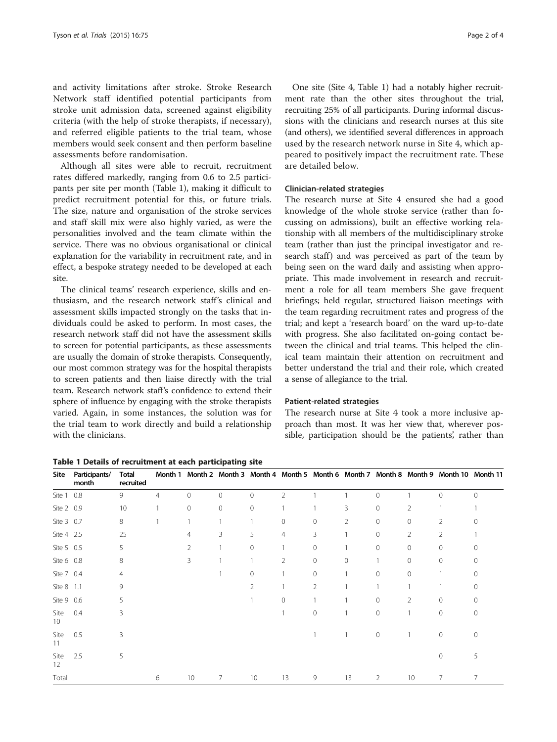and activity limitations after stroke. Stroke Research Network staff identified potential participants from stroke unit admission data, screened against eligibility criteria (with the help of stroke therapists, if necessary), and referred eligible patients to the trial team, whose members would seek consent and then perform baseline assessments before randomisation.

Although all sites were able to recruit, recruitment rates differed markedly, ranging from 0.6 to 2.5 participants per site per month (Table 1), making it difficult to predict recruitment potential for this, or future trials. The size, nature and organisation of the stroke services and staff skill mix were also highly varied, as were the personalities involved and the team climate within the service. There was no obvious organisational or clinical explanation for the variability in recruitment rate, and in effect, a bespoke strategy needed to be developed at each site.

The clinical teams' research experience, skills and enthusiasm, and the research network staff's clinical and assessment skills impacted strongly on the tasks that individuals could be asked to perform. In most cases, the research network staff did not have the assessment skills to screen for potential participants, as these assessments are usually the domain of stroke therapists. Consequently, our most common strategy was for the hospital therapists to screen patients and then liaise directly with the trial team. Research network staff's confidence to extend their sphere of influence by engaging with the stroke therapists varied. Again, in some instances, the solution was for the trial team to work directly and build a relationship with the clinicians.

One site (Site 4, Table 1) had a notably higher recruitment rate than the other sites throughout the trial, recruiting 25% of all participants. During informal discussions with the clinicians and research nurses at this site (and others), we identified several differences in approach used by the research network nurse in Site 4, which appeared to positively impact the recruitment rate. These are detailed below.

### Clinician-related strategies

The research nurse at Site 4 ensured she had a good knowledge of the whole stroke service (rather than focussing on admissions), built an effective working relationship with all members of the multidisciplinary stroke team (rather than just the principal investigator and research staff) and was perceived as part of the team by being seen on the ward daily and assisting when appropriate. This made involvement in research and recruitment a role for all team members She gave frequent briefings; held regular, structured liaison meetings with the team regarding recruitment rates and progress of the trial; and kept a 'research board' on the ward up-to-date with progress. She also facilitated on-going contact between the clinical and trial teams. This helped the clinical team maintain their attention on recruitment and better understand the trial and their role, which created a sense of allegiance to the trial.

### Patient-related strategies

The research nurse at Site 4 took a more inclusive approach than most. It was her view that, wherever possible, participation should be the patients', rather than

**Table 1 Details of recruitment at each participating site**

| Site | Participants/ month | Total recruited | Month 1 | Month 2 | Month 3 | Month 4 | Month 5 | Month 6 | Month 7 | Month 8 | Month 9 | Month 10 | Month 11 |
|---|---|---|---|---|---|---|---|---|---|---|---|---|---|
| Site 1 | 0.8 | 9 | 4 | 0 | 0 | 0 | 2 | 1 | 1 | 0 | 1 | 0 | 0 |
| Site 2 | 0.9 | 10 | 1 | 0 | 0 | 0 | 1 | 1 | 3 | 0 | 2 | 1 | 1 |
| Site 3 | 0.7 | 8 | 1 | 1 | 1 | 1 | 0 | 0 | 2 | 0 | 0 | 2 | 0 |
| Site 4 | 2.5 | 25 | | 4 | 3 | 5 | 4 | 3 | 1 | 0 | 2 | 2 | 1 |
| Site 5 | 0.5 | 5 | | 2 | 1 | 0 | 1 | 0 | 1 | 0 | 0 | 0 | 0 |
| Site 6 | 0.8 | 8 | | 3 | 1 | 1 | 2 | 0 | 0 | 1 | 0 | 0 | 0 |
| Site 7 | 0.4 | 4 | | | 1 | 0 | 1 | 0 | 1 | 0 | 0 | 1 | 0 |
| Site 8 | 1.1 | 9 | | | | 2 | 1 | 2 | 1 | 1 | 1 | 1 | 0 |
| Site 9 | 0.6 | 5 | | | | 1 | 0 | 1 | 1 | 0 | 2 | 0 | 0 |
| Site 10 | 0.4 | 3 | | | | | 1 | 0 | 1 | 0 | 1 | 0 | 0 |
| Site 11 | 0.5 | 3 | | | | | | 1 | 1 | 0 | 1 | 0 | 0 |
| Site 12 | 2.5 | 5 | | | | | | | | | | 0 | 5 |
| Total | | | 6 | 10 | 7 | 10 | 13 | 9 | 13 | 2 | 10 | 7 | 7 |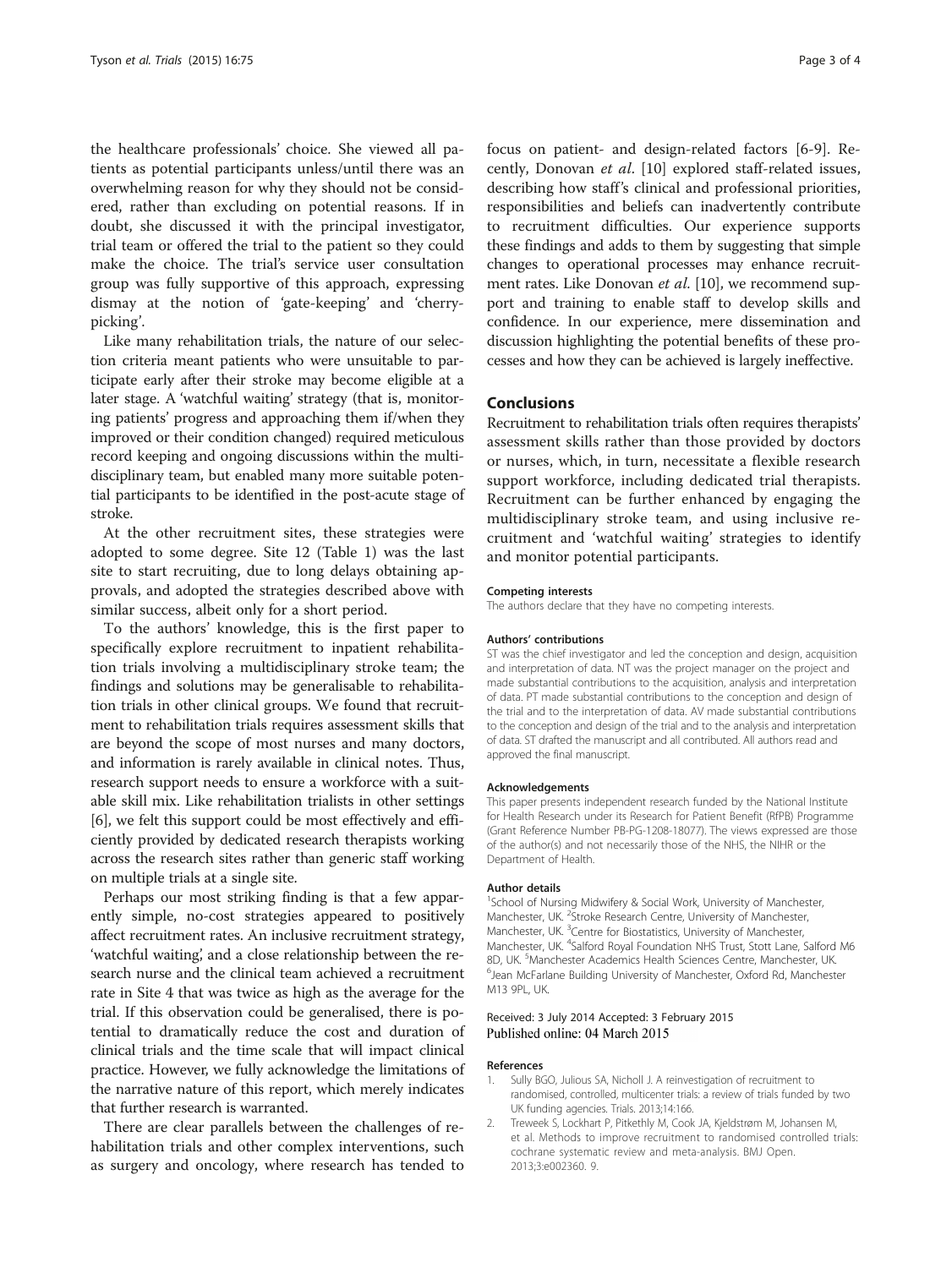the healthcare professionals' choice. She viewed all patients as potential participants unless/until there was an overwhelming reason for why they should not be considered, rather than excluding on potential reasons. If in doubt, she discussed it with the principal investigator, trial team or offered the trial to the patient so they could make the choice. The trial's service user consultation group was fully supportive of this approach, expressing dismay at the notion of 'gate-keeping' and 'cherry-picking'.

Like many rehabilitation trials, the nature of our selection criteria meant patients who were unsuitable to participate early after their stroke may become eligible at a later stage. A 'watchful waiting' strategy (that is, monitoring patients' progress and approaching them if/when they improved or their condition changed) required meticulous record keeping and ongoing discussions within the multidisciplinary team, but enabled many more suitable potential participants to be identified in the post-acute stage of stroke.

At the other recruitment sites, these strategies were adopted to some degree. Site 12 (Table 1) was the last site to start recruiting, due to long delays obtaining approvals, and adopted the strategies described above with similar success, albeit only for a short period.

To the authors' knowledge, this is the first paper to specifically explore recruitment to inpatient rehabilitation trials involving a multidisciplinary stroke team; the findings and solutions may be generalisable to rehabilitation trials in other clinical groups. We found that recruitment to rehabilitation trials requires assessment skills that are beyond the scope of most nurses and many doctors, and information is rarely available in clinical notes. Thus, research support needs to ensure a workforce with a suitable skill mix. Like rehabilitation trialists in other settings [6], we felt this support could be most effectively and efficiently provided by dedicated research therapists working across the research sites rather than generic staff working on multiple trials at a single site.

Perhaps our most striking finding is that a few apparently simple, no-cost strategies appeared to positively affect recruitment rates. An inclusive recruitment strategy, 'watchful waiting', and a close relationship between the research nurse and the clinical team achieved a recruitment rate in Site 4 that was twice as high as the average for the trial. If this observation could be generalised, there is potential to dramatically reduce the cost and duration of clinical trials and the time scale that will impact clinical practice. However, we fully acknowledge the limitations of the narrative nature of this report, which merely indicates that further research is warranted.

There are clear parallels between the challenges of rehabilitation trials and other complex interventions, such as surgery and oncology, where research has tended to focus on patient- and design-related factors [6-9]. Recently, Donovan *et al*. [10] explored staff-related issues, describing how staff's clinical and professional priorities, responsibilities and beliefs can inadvertently contribute to recruitment difficulties. Our experience supports these findings and adds to them by suggesting that simple changes to operational processes may enhance recruitment rates. Like Donovan *et al*. [10], we recommend support and training to enable staff to develop skills and confidence. In our experience, mere dissemination and discussion highlighting the potential benefits of these processes and how they can be achieved is largely ineffective.

## Conclusions

Recruitment to rehabilitation trials often requires therapists' assessment skills rather than those provided by doctors or nurses, which, in turn, necessitate a flexible research support workforce, including dedicated trial therapists. Recruitment can be further enhanced by engaging the multidisciplinary stroke team, and using inclusive recruitment and 'watchful waiting' strategies to identify and monitor potential participants.

#### Competing interests

The authors declare that they have no competing interests.

#### Authors' contributions

ST was the chief investigator and led the conception and design, acquisition and interpretation of data. NT was the project manager on the project and made substantial contributions to the acquisition, analysis and interpretation of data. PT made substantial contributions to the conception and design of the trial and to the interpretation of data. AV made substantial contributions to the conception and design of the trial and to the analysis and interpretation of data. ST drafted the manuscript and all contributed. All authors read and approved the final manuscript.

#### Acknowledgements

This paper presents independent research funded by the National Institute for Health Research under its Research for Patient Benefit (RfPB) Programme (Grant Reference Number PB-PG-1208-18077). The views expressed are those of the author(s) and not necessarily those of the NHS, the NIHR or the Department of Health.

#### Author details

[1]School of Nursing Midwifery & Social Work, University of Manchester, Manchester, UK. [2]Stroke Research Centre, University of Manchester, Manchester, UK. [3]Centre for Biostatistics, University of Manchester, Manchester, UK. [4]Salford Royal Foundation NHS Trust, Stott Lane, Salford M6 8D, UK. [5]Manchester Academics Health Sciences Centre, Manchester, UK. [6]Jean McFarlane Building University of Manchester, Oxford Rd, Manchester M13 9PL, UK.

Received: 3 July 2014 Accepted: 3 February 2015
Published online: 04 March 2015

#### References

1. Sully BGO, Julious SA, Nicholl J. A reinvestigation of recruitment to randomised, controlled, multicenter trials: a review of trials funded by two UK funding agencies. Trials. 2013;14:166.
2. Treweek S, Lockhart P, Pitkethly M, Cook JA, Kjeldstrøm M, Johansen M, et al. Methods to improve recruitment to randomised controlled trials: cochrane systematic review and meta-analysis. BMJ Open. 2013;3:e002360. 9.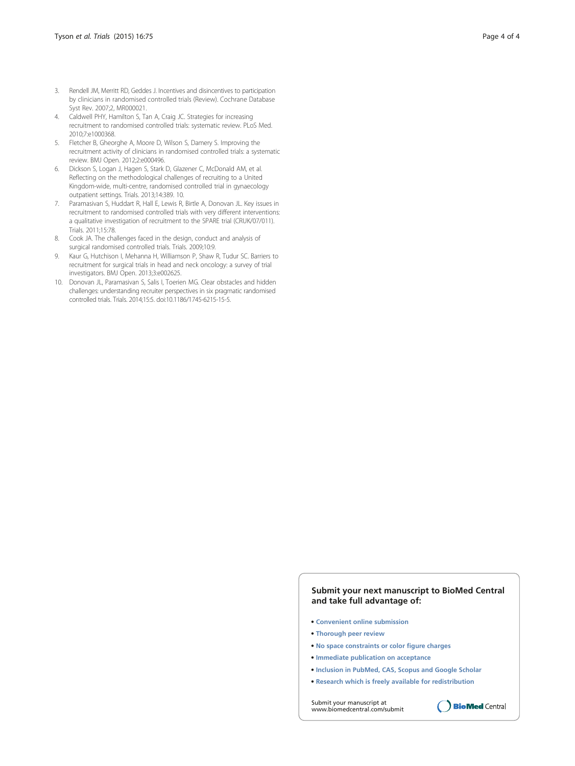3. Rendell JM, Merritt RD, Geddes J. Incentives and disincentives to participation by clinicians in randomised controlled trials (Review). Cochrane Database Syst Rev. 2007;2, MR000021.
4. Caldwell PHY, Hamilton S, Tan A, Craig JC. Strategies for increasing recruitment to randomised controlled trials: systematic review. PLoS Med. 2010;7:e1000368.
5. Fletcher B, Gheorghe A, Moore D, Wilson S, Damery S. Improving the recruitment activity of clinicians in randomised controlled trials: a systematic review. BMJ Open. 2012;2:e000496.
6. Dickson S, Logan J, Hagen S, Stark D, Glazener C, McDonald AM, et al. Reflecting on the methodological challenges of recruiting to a United Kingdom-wide, multi-centre, randomised controlled trial in gynaecology outpatient settings. Trials. 2013;14:389. 10.
7. Paramasivan S, Huddart R, Hall E, Lewis R, Birtle A, Donovan JL. Key issues in recruitment to randomised controlled trials with very different interventions: a qualitative investigation of recruitment to the SPARE trial (CRUK/07/011). Trials. 2011;15:78.
8. Cook JA. The challenges faced in the design, conduct and analysis of surgical randomised controlled trials. Trials. 2009;10:9.
9. Kaur G, Hutchison I, Mehanna H, Williamson P, Shaw R, Tudur SC. Barriers to recruitment for surgical trials in head and neck oncology: a survey of trial investigators. BMJ Open. 2013;3:e002625.
10. Donovan JL, Paramasivan S, Salis I, Toerien MG. Clear obstacles and hidden challenges: understanding recruiter perspectives in six pragmatic randomised controlled trials. Trials. 2014;15:5. doi:10.1186/1745-6215-15-5.

**Submit your next manuscript to BioMed Central and take full advantage of:**

- **Convenient online submission**
- **Thorough peer review**
- **No space constraints or color figure charges**
- **Immediate publication on acceptance**
- **Inclusion in PubMed, CAS, Scopus and Google Scholar**
- **Research which is freely available for redistribution**

Submit your manuscript at
www.biomedcentral.com/submit

BioMed Central